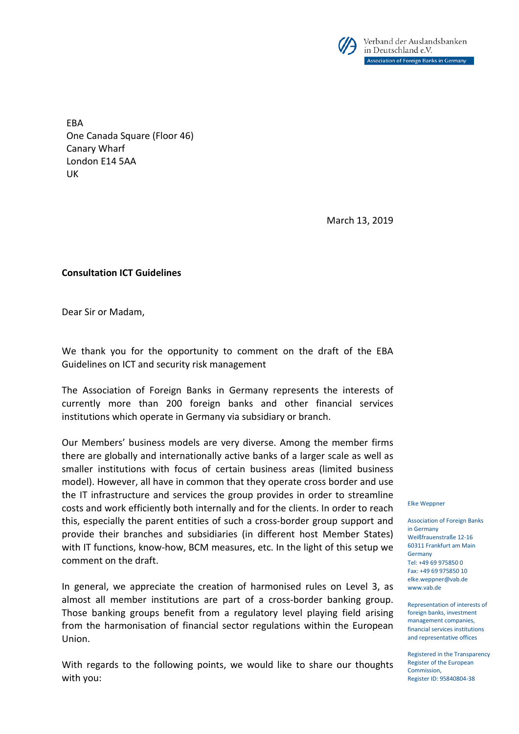Verband der Auslandsbanken in Deutschland e.V.
Association of Foreign Banks in Germany

EBA
One Canada Square (Floor 46)
Canary Wharf
London E14 5AA
UK

March 13, 2019

**Consultation ICT Guidelines**

Dear Sir or Madam,

We thank you for the opportunity to comment on the draft of the EBA Guidelines on ICT and security risk management

The Association of Foreign Banks in Germany represents the interests of currently more than 200 foreign banks and other financial services institutions which operate in Germany via subsidiary or branch.

Our Members' business models are very diverse. Among the member firms there are globally and internationally active banks of a larger scale as well as smaller institutions with focus of certain business areas (limited business model). However, all have in common that they operate cross border and use the IT infrastructure and services the group provides in order to streamline costs and work efficiently both internally and for the clients. In order to reach this, especially the parent entities of such a cross-border group support and provide their branches and subsidiaries (in different host Member States) with IT functions, know-how, BCM measures, etc. In the light of this setup we comment on the draft.

In general, we appreciate the creation of harmonised rules on Level 3, as almost all member institutions are part of a cross-border banking group. Those banking groups benefit from a regulatory level playing field arising from the harmonisation of financial sector regulations within the European Union.

With regards to the following points, we would like to share our thoughts with you:

Elke Weppner

Association of Foreign Banks in Germany
Weißfrauenstraße 12-16
60311 Frankfurt am Main
Germany
Tel: +49 69 975850 0
Fax: +49 69 975850 10
elke.weppner@vab.de
www.vab.de

Representation of interests of foreign banks, investment management companies, financial services institutions and representative offices

Registered in the Transparency Register of the European Commission,
Register ID: 95840804-38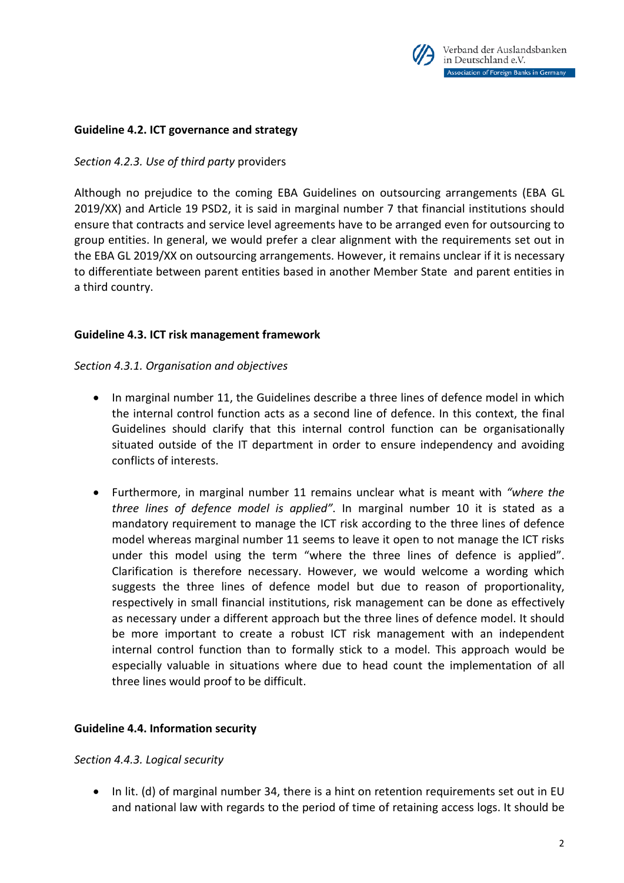**Guideline 4.2. ICT governance and strategy**

*Section 4.2.3. Use of third party* providers

Although no prejudice to the coming EBA Guidelines on outsourcing arrangements (EBA GL 2019/XX) and Article 19 PSD2, it is said in marginal number 7 that financial institutions should ensure that contracts and service level agreements have to be arranged even for outsourcing to group entities. In general, we would prefer a clear alignment with the requirements set out in the EBA GL 2019/XX on outsourcing arrangements. However, it remains unclear if it is necessary to differentiate between parent entities based in another Member State and parent entities in a third country.

**Guideline 4.3. ICT risk management framework**

*Section 4.3.1. Organisation and objectives*

- In marginal number 11, the Guidelines describe a three lines of defence model in which the internal control function acts as a second line of defence. In this context, the final Guidelines should clarify that this internal control function can be organisationally situated outside of the IT department in order to ensure independency and avoiding conflicts of interests.

- Furthermore, in marginal number 11 remains unclear what is meant with *"where the three lines of defence model is applied"*. In marginal number 10 it is stated as a mandatory requirement to manage the ICT risk according to the three lines of defence model whereas marginal number 11 seems to leave it open to not manage the ICT risks under this model using the term "where the three lines of defence is applied". Clarification is therefore necessary. However, we would welcome a wording which suggests the three lines of defence model but due to reason of proportionality, respectively in small financial institutions, risk management can be done as effectively as necessary under a different approach but the three lines of defence model. It should be more important to create a robust ICT risk management with an independent internal control function than to formally stick to a model. This approach would be especially valuable in situations where due to head count the implementation of all three lines would proof to be difficult.

**Guideline 4.4. Information security**

*Section 4.4.3. Logical security*

- In lit. (d) of marginal number 34, there is a hint on retention requirements set out in EU and national law with regards to the period of time of retaining access logs. It should be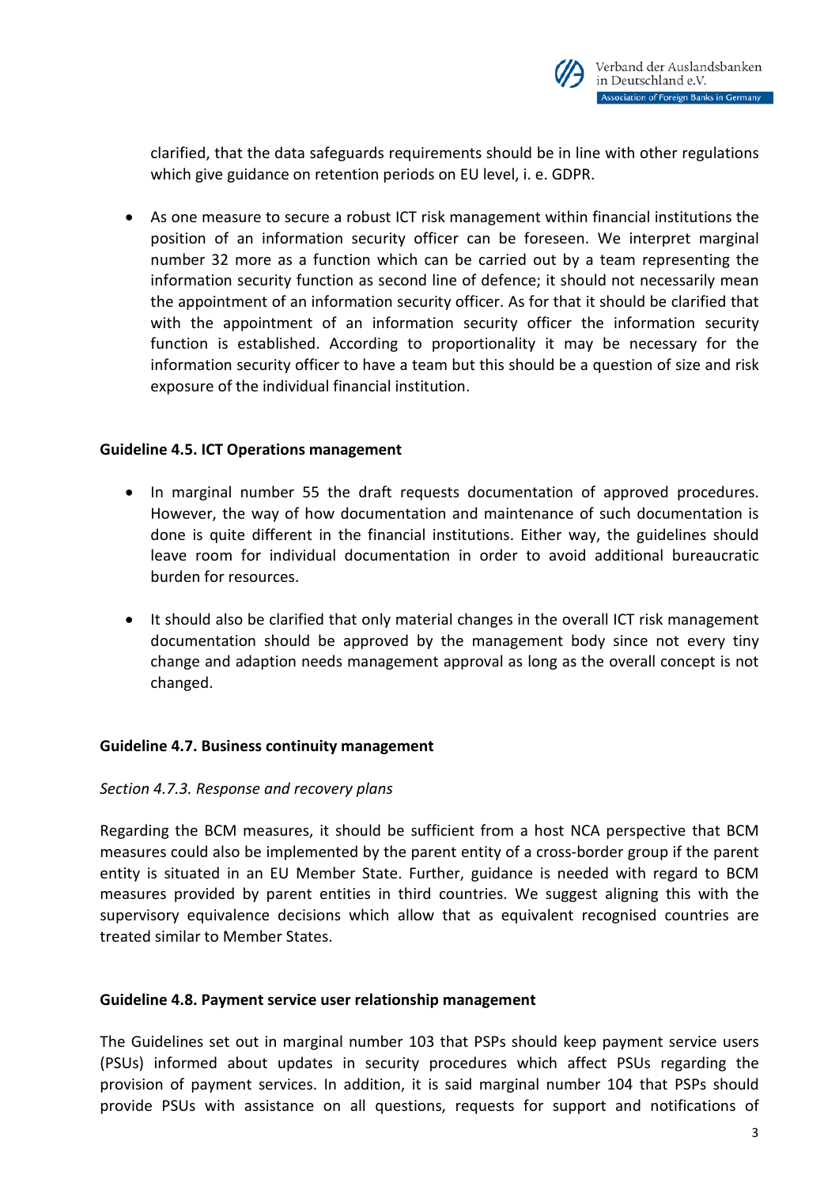clarified, that the data safeguards requirements should be in line with other regulations which give guidance on retention periods on EU level, i. e. GDPR.

- As one measure to secure a robust ICT risk management within financial institutions the position of an information security officer can be foreseen. We interpret marginal number 32 more as a function which can be carried out by a team representing the information security function as second line of defence; it should not necessarily mean the appointment of an information security officer. As for that it should be clarified that with the appointment of an information security officer the information security function is established. According to proportionality it may be necessary for the information security officer to have a team but this should be a question of size and risk exposure of the individual financial institution.

**Guideline 4.5. ICT Operations management**

- In marginal number 55 the draft requests documentation of approved procedures. However, the way of how documentation and maintenance of such documentation is done is quite different in the financial institutions. Either way, the guidelines should leave room for individual documentation in order to avoid additional bureaucratic burden for resources.
- It should also be clarified that only material changes in the overall ICT risk management documentation should be approved by the management body since not every tiny change and adaption needs management approval as long as the overall concept is not changed.

**Guideline 4.7. Business continuity management**

*Section 4.7.3. Response and recovery plans*

Regarding the BCM measures, it should be sufficient from a host NCA perspective that BCM measures could also be implemented by the parent entity of a cross-border group if the parent entity is situated in an EU Member State. Further, guidance is needed with regard to BCM measures provided by parent entities in third countries. We suggest aligning this with the supervisory equivalence decisions which allow that as equivalent recognised countries are treated similar to Member States.

**Guideline 4.8. Payment service user relationship management**

The Guidelines set out in marginal number 103 that PSPs should keep payment service users (PSUs) informed about updates in security procedures which affect PSUs regarding the provision of payment services. In addition, it is said marginal number 104 that PSPs should provide PSUs with assistance on all questions, requests for support and notifications of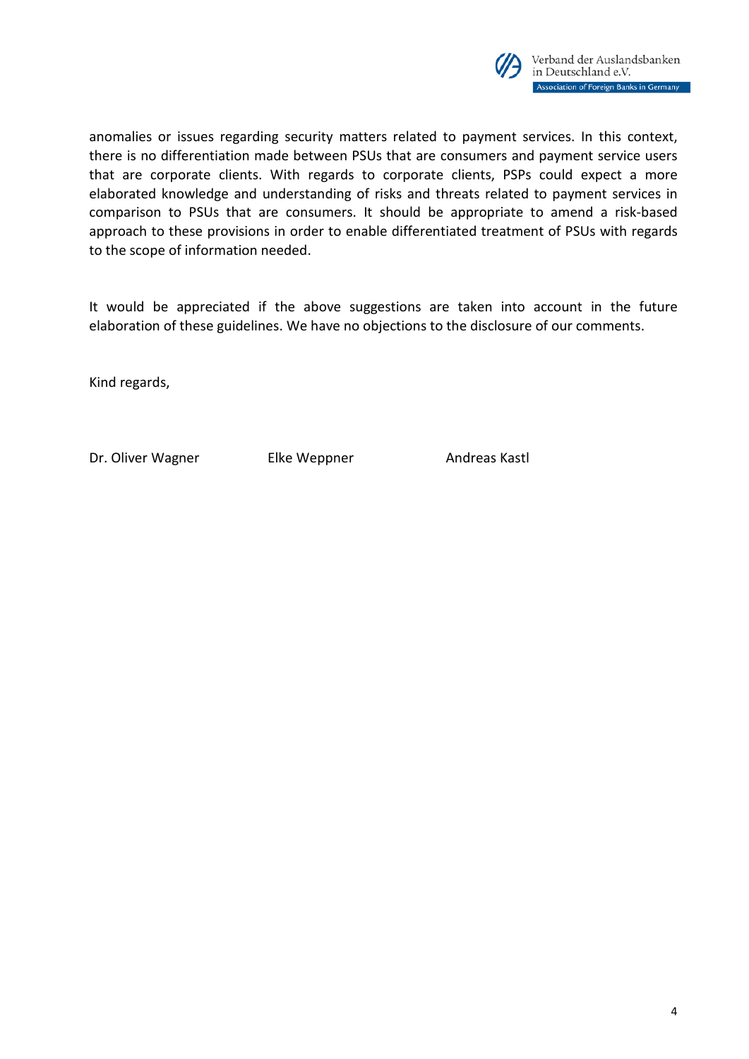anomalies or issues regarding security matters related to payment services. In this context, there is no differentiation made between PSUs that are consumers and payment service users that are corporate clients. With regards to corporate clients, PSPs could expect a more elaborated knowledge and understanding of risks and threats related to payment services in comparison to PSUs that are consumers. It should be appropriate to amend a risk-based approach to these provisions in order to enable differentiated treatment of PSUs with regards to the scope of information needed.

It would be appreciated if the above suggestions are taken into account in the future elaboration of these guidelines. We have no objections to the disclosure of our comments.

Kind regards,

Dr. Oliver Wagner Elke Weppner Andreas Kastl